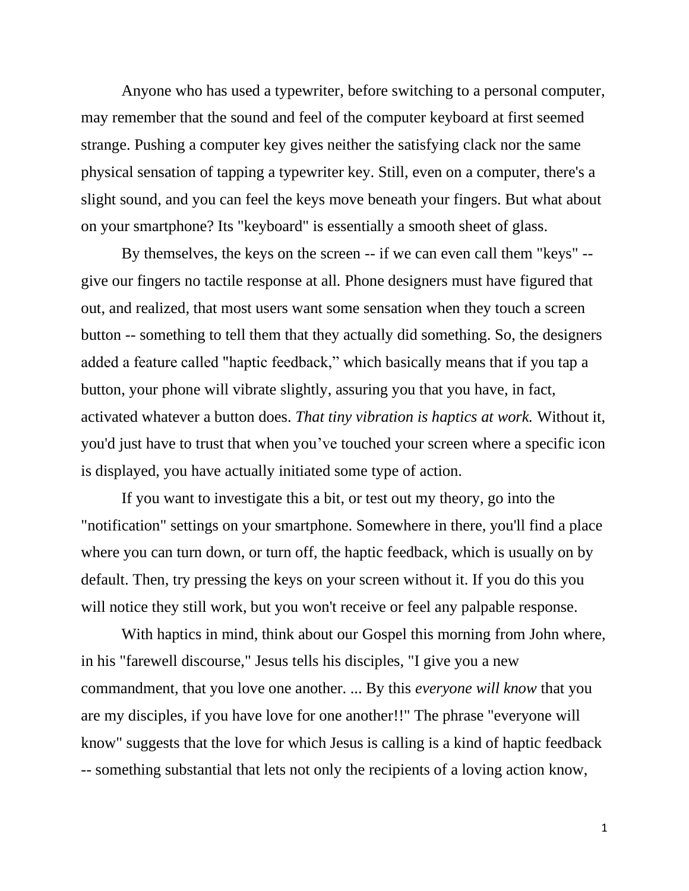Anyone who has used a typewriter, before switching to a personal computer, may remember that the sound and feel of the computer keyboard at first seemed strange. Pushing a computer key gives neither the satisfying clack nor the same physical sensation of tapping a typewriter key. Still, even on a computer, there's a slight sound, and you can feel the keys move beneath your fingers. But what about on your smartphone? Its "keyboard" is essentially a smooth sheet of glass.

By themselves, the keys on the screen -- if we can even call them "keys" -- give our fingers no tactile response at all. Phone designers must have figured that out, and realized, that most users want some sensation when they touch a screen button -- something to tell them that they actually did something. So, the designers added a feature called "haptic feedback," which basically means that if you tap a button, your phone will vibrate slightly, assuring you that you have, in fact, activated whatever a button does. *That tiny vibration is haptics at work.* Without it, you'd just have to trust that when you've touched your screen where a specific icon is displayed, you have actually initiated some type of action.

If you want to investigate this a bit, or test out my theory, go into the "notification" settings on your smartphone. Somewhere in there, you'll find a place where you can turn down, or turn off, the haptic feedback, which is usually on by default. Then, try pressing the keys on your screen without it. If you do this you will notice they still work, but you won't receive or feel any palpable response.

With haptics in mind, think about our Gospel this morning from John where, in his "farewell discourse," Jesus tells his disciples, "I give you a new commandment, that you love one another. ... By this *everyone will know* that you are my disciples, if you have love for one another!!" The phrase "everyone will know" suggests that the love for which Jesus is calling is a kind of haptic feedback -- something substantial that lets not only the recipients of a loving action know,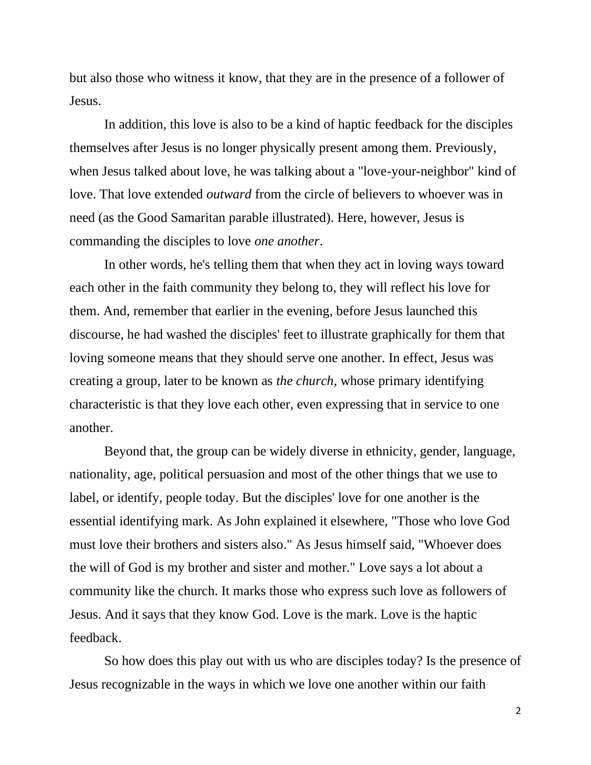but also those who witness it know, that they are in the presence of a follower of Jesus.

In addition, this love is also to be a kind of haptic feedback for the disciples themselves after Jesus is no longer physically present among them. Previously, when Jesus talked about love, he was talking about a "love-your-neighbor" kind of love. That love extended *outward* from the circle of believers to whoever was in need (as the Good Samaritan parable illustrated). Here, however, Jesus is commanding the disciples to love *one another*.

In other words, he's telling them that when they act in loving ways toward each other in the faith community they belong to, they will reflect his love for them. And, remember that earlier in the evening, before Jesus launched this discourse, he had washed the disciples' feet to illustrate graphically for them that loving someone means that they should serve one another. In effect, Jesus was creating a group, later to be known as *the church*, whose primary identifying characteristic is that they love each other, even expressing that in service to one another.

Beyond that, the group can be widely diverse in ethnicity, gender, language, nationality, age, political persuasion and most of the other things that we use to label, or identify, people today. But the disciples' love for one another is the essential identifying mark. As John explained it elsewhere, "Those who love God must love their brothers and sisters also." As Jesus himself said, "Whoever does the will of God is my brother and sister and mother." Love says a lot about a community like the church. It marks those who express such love as followers of Jesus. And it says that they know God. Love is the mark. Love is the haptic feedback.

So how does this play out with us who are disciples today? Is the presence of Jesus recognizable in the ways in which we love one another within our faith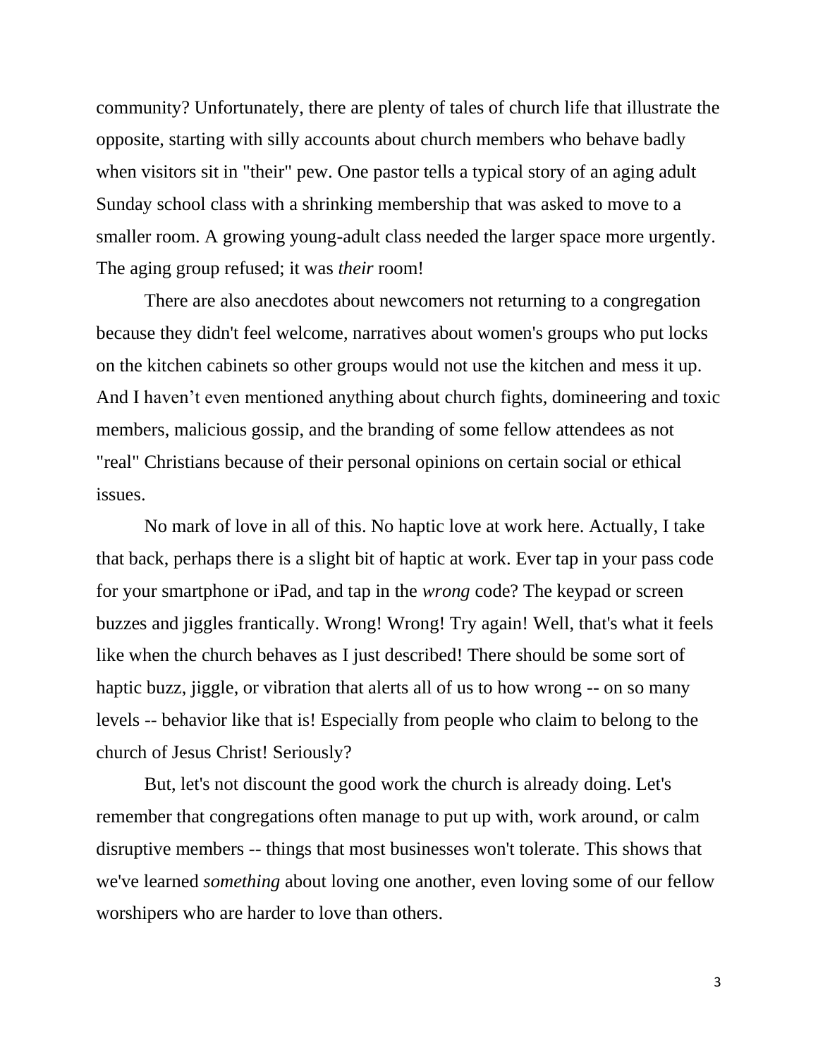community? Unfortunately, there are plenty of tales of church life that illustrate the opposite, starting with silly accounts about church members who behave badly when visitors sit in "their" pew. One pastor tells a typical story of an aging adult Sunday school class with a shrinking membership that was asked to move to a smaller room. A growing young-adult class needed the larger space more urgently. The aging group refused; it was *their* room!

There are also anecdotes about newcomers not returning to a congregation because they didn't feel welcome, narratives about women's groups who put locks on the kitchen cabinets so other groups would not use the kitchen and mess it up. And I haven't even mentioned anything about church fights, domineering and toxic members, malicious gossip, and the branding of some fellow attendees as not "real" Christians because of their personal opinions on certain social or ethical issues.

No mark of love in all of this. No haptic love at work here. Actually, I take that back, perhaps there is a slight bit of haptic at work. Ever tap in your pass code for your smartphone or iPad, and tap in the *wrong* code? The keypad or screen buzzes and jiggles frantically. Wrong! Wrong! Try again! Well, that's what it feels like when the church behaves as I just described! There should be some sort of haptic buzz, jiggle, or vibration that alerts all of us to how wrong -- on so many levels -- behavior like that is! Especially from people who claim to belong to the church of Jesus Christ! Seriously?

But, let's not discount the good work the church is already doing. Let's remember that congregations often manage to put up with, work around, or calm disruptive members -- things that most businesses won't tolerate. This shows that we've learned *something* about loving one another, even loving some of our fellow worshipers who are harder to love than others.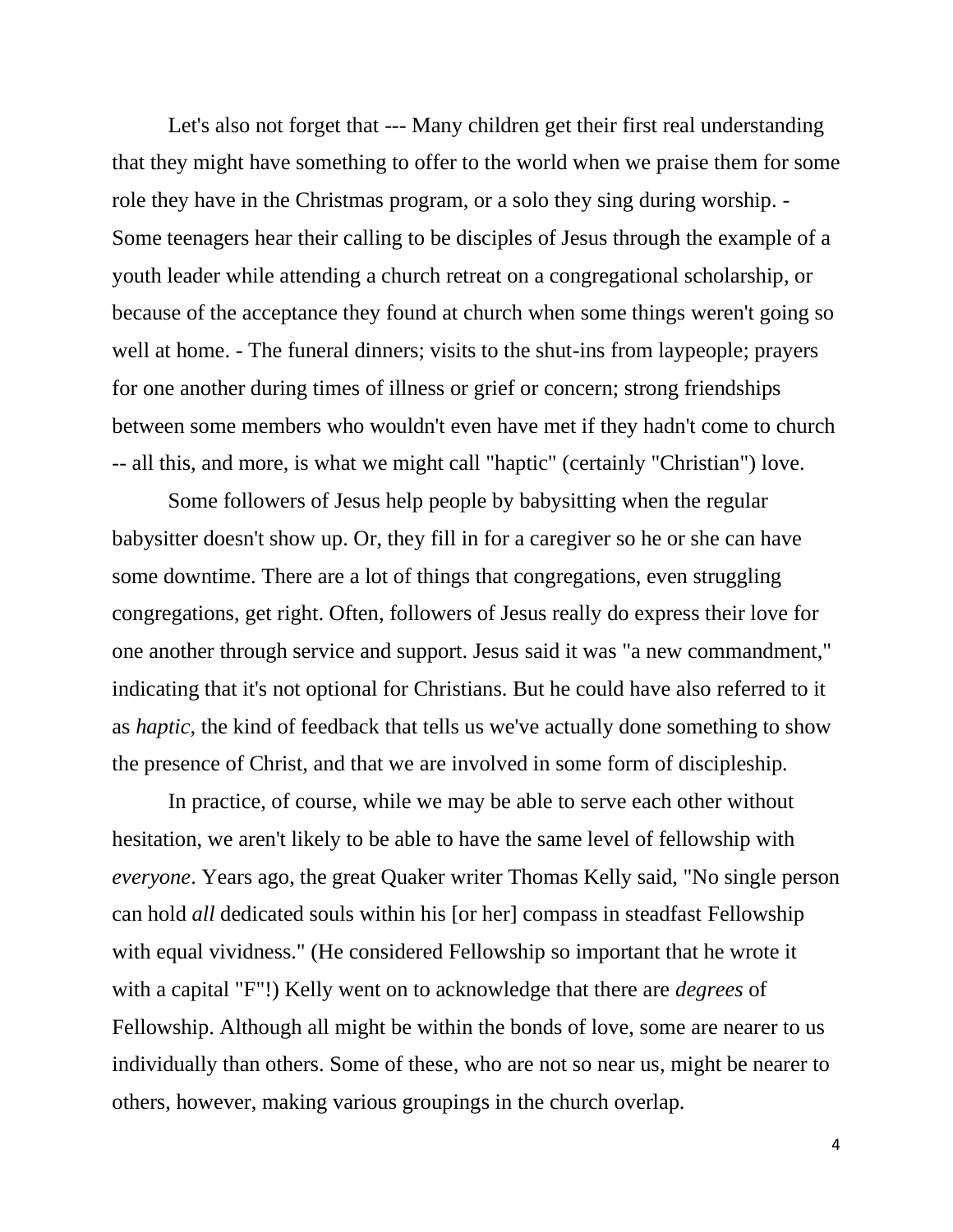Let's also not forget that --- Many children get their first real understanding that they might have something to offer to the world when we praise them for some role they have in the Christmas program, or a solo they sing during worship. - Some teenagers hear their calling to be disciples of Jesus through the example of a youth leader while attending a church retreat on a congregational scholarship, or because of the acceptance they found at church when some things weren't going so well at home. - The funeral dinners; visits to the shut-ins from laypeople; prayers for one another during times of illness or grief or concern; strong friendships between some members who wouldn't even have met if they hadn't come to church -- all this, and more, is what we might call "haptic" (certainly "Christian") love.

Some followers of Jesus help people by babysitting when the regular babysitter doesn't show up. Or, they fill in for a caregiver so he or she can have some downtime. There are a lot of things that congregations, even struggling congregations, get right. Often, followers of Jesus really do express their love for one another through service and support. Jesus said it was "a new commandment," indicating that it's not optional for Christians. But he could have also referred to it as *haptic*, the kind of feedback that tells us we've actually done something to show the presence of Christ, and that we are involved in some form of discipleship.

In practice, of course, while we may be able to serve each other without hesitation, we aren't likely to be able to have the same level of fellowship with *everyone*. Years ago, the great Quaker writer Thomas Kelly said, "No single person can hold *all* dedicated souls within his [or her] compass in steadfast Fellowship with equal vividness." (He considered Fellowship so important that he wrote it with a capital "F"!) Kelly went on to acknowledge that there are *degrees* of Fellowship. Although all might be within the bonds of love, some are nearer to us individually than others. Some of these, who are not so near us, might be nearer to others, however, making various groupings in the church overlap.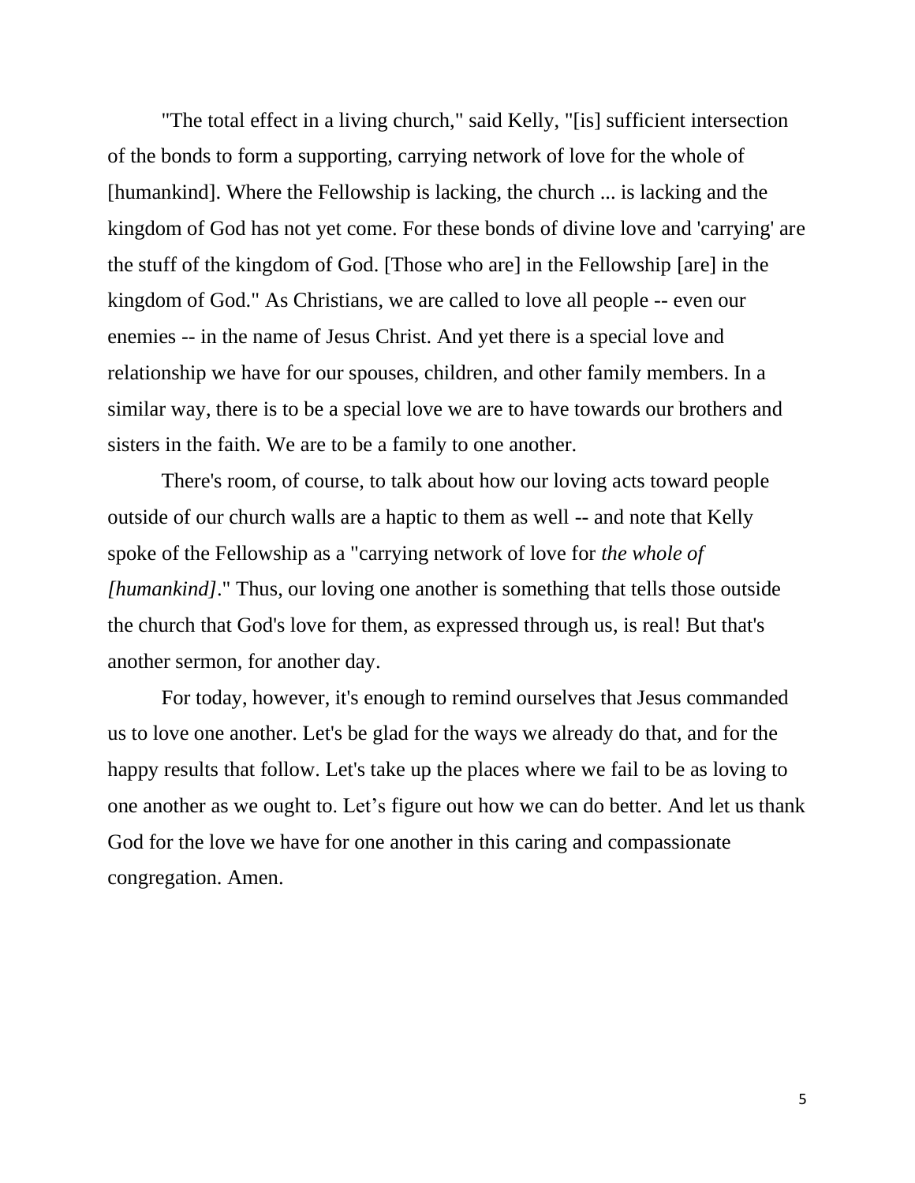"The total effect in a living church," said Kelly, "[is] sufficient intersection of the bonds to form a supporting, carrying network of love for the whole of [humankind]. Where the Fellowship is lacking, the church ... is lacking and the kingdom of God has not yet come. For these bonds of divine love and 'carrying' are the stuff of the kingdom of God. [Those who are] in the Fellowship [are] in the kingdom of God." As Christians, we are called to love all people -- even our enemies -- in the name of Jesus Christ. And yet there is a special love and relationship we have for our spouses, children, and other family members. In a similar way, there is to be a special love we are to have towards our brothers and sisters in the faith. We are to be a family to one another.

There's room, of course, to talk about how our loving acts toward people outside of our church walls are a haptic to them as well -- and note that Kelly spoke of the Fellowship as a "carrying network of love for *the whole of [humankind]*." Thus, our loving one another is something that tells those outside the church that God's love for them, as expressed through us, is real! But that's another sermon, for another day.

For today, however, it's enough to remind ourselves that Jesus commanded us to love one another. Let's be glad for the ways we already do that, and for the happy results that follow. Let's take up the places where we fail to be as loving to one another as we ought to. Let's figure out how we can do better. And let us thank God for the love we have for one another in this caring and compassionate congregation. Amen.